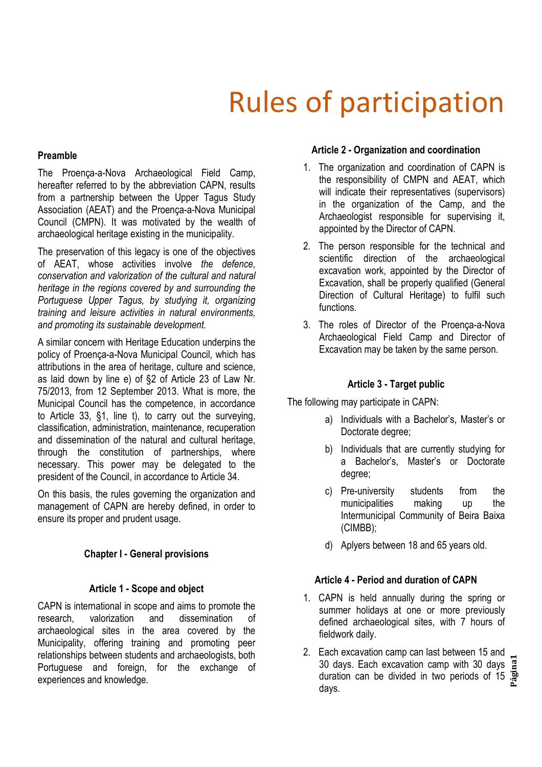# Rules of participation

**Preamble**

The Proença-a-Nova Archaeological Field Camp, hereafter referred to by the abbreviation CAPN, results from a partnership between the Upper Tagus Study Association (AEAT) and the Proença-a-Nova Municipal Council (CMPN). It was motivated by the wealth of archaeological heritage existing in the municipality.

The preservation of this legacy is one of the objectives of AEAT, whose activities involve *the defence, conservation and valorization of the cultural and natural heritage in the regions covered by and surrounding the Portuguese Upper Tagus, by studying it, organizing training and leisure activities in natural environments, and promoting its sustainable development.*

A similar concern with Heritage Education underpins the policy of Proença-a-Nova Municipal Council, which has attributions in the area of heritage, culture and science, as laid down by line e) of §2 of Article 23 of Law Nr. 75/2013, from 12 September 2013. What is more, the Municipal Council has the competence, in accordance to Article 33, §1, line t), to carry out the surveying, classification, administration, maintenance, recuperation and dissemination of the natural and cultural heritage, through the constitution of partnerships, where necessary. This power may be delegated to the president of the Council, in accordance to Article 34.

On this basis, the rules governing the organization and management of CAPN are hereby defined, in order to ensure its proper and prudent usage.

## Chapter I - General provisions

### Article 1 - Scope and object

CAPN is international in scope and aims to promote the research, valorization and dissemination of archaeological sites in the area covered by the Municipality, offering training and promoting peer relationships between students and archaeologists, both Portuguese and foreign, for the exchange of experiences and knowledge.

### Article 2 - Organization and coordination

1. The organization and coordination of CAPN is the responsibility of CMPN and AEAT, which will indicate their representatives (supervisors) in the organization of the Camp, and the Archaeologist responsible for supervising it, appointed by the Director of CAPN.
2. The person responsible for the technical and scientific direction of the archaeological excavation work, appointed by the Director of Excavation, shall be properly qualified (General Direction of Cultural Heritage) to fulfil such functions.
3. The roles of Director of the Proença-a-Nova Archaeological Field Camp and Director of Excavation may be taken by the same person.

### Article 3 - Target public

The following may participate in CAPN:

a) Individuals with a Bachelor's, Master's or Doctorate degree;

b) Individuals that are currently studying for a Bachelor's, Master's or Doctorate degree;

c) Pre-university students from the municipalities making up the Intermunicipal Community of Beira Baixa (CIMBB);

d) Aplyers between 18 and 65 years old.

### Article 4 - Period and duration of CAPN

1. CAPN is held annually during the spring or summer holidays at one or more previously defined archaeological sites, with 7 hours of fieldwork daily.
2. Each excavation camp can last between 15 and 30 days. Each excavation camp with 30 days duration can be divided in two periods of 15 days.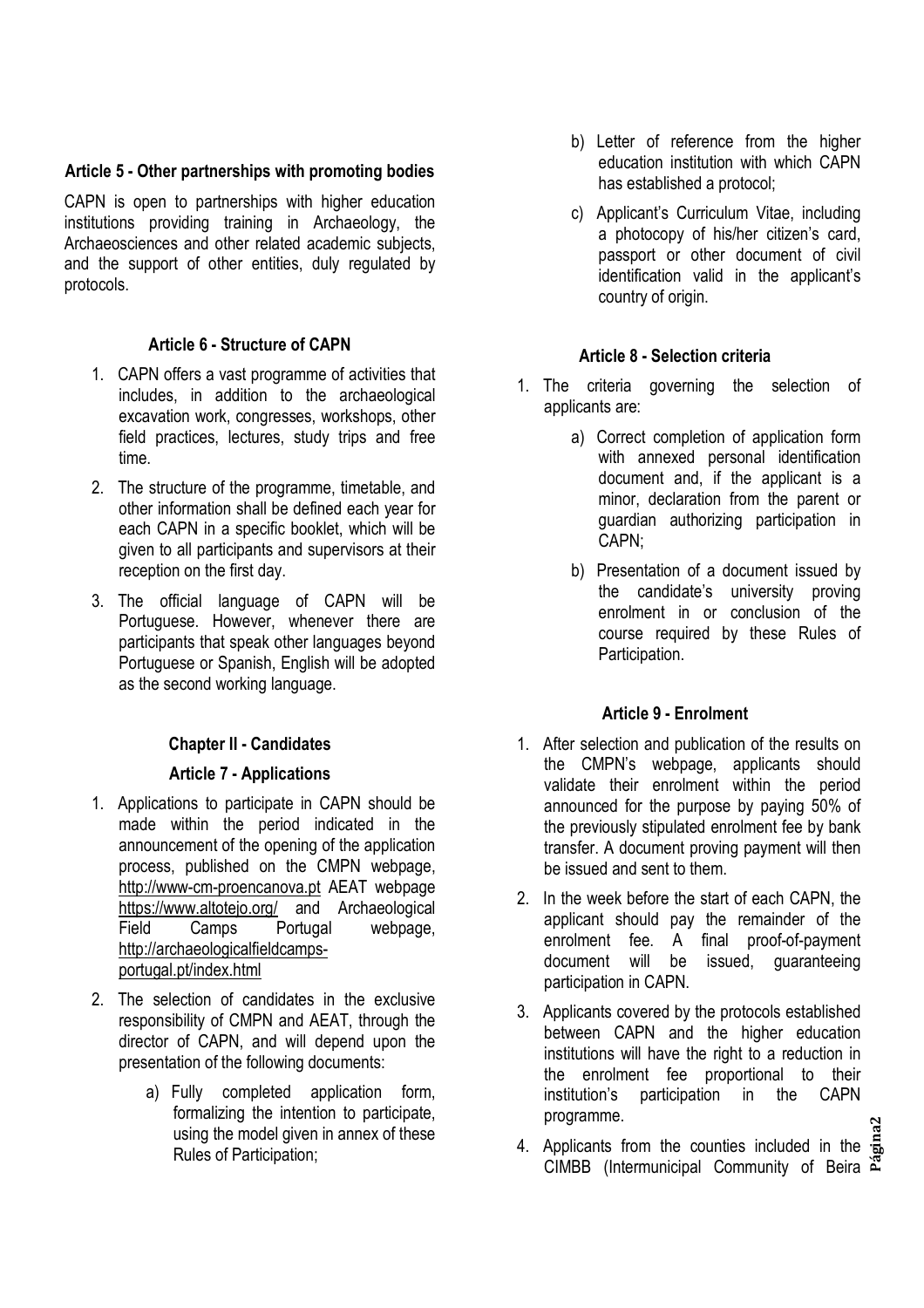### Article 5 - Other partnerships with promoting bodies

CAPN is open to partnerships with higher education institutions providing training in Archaeology, the Archaeosciences and other related academic subjects, and the support of other entities, duly regulated by protocols.

### Article 6 - Structure of CAPN

1. CAPN offers a vast programme of activities that includes, in addition to the archaeological excavation work, congresses, workshops, other field practices, lectures, study trips and free time.
2. The structure of the programme, timetable, and other information shall be defined each year for each CAPN in a specific booklet, which will be given to all participants and supervisors at their reception on the first day.
3. The official language of CAPN will be Portuguese. However, whenever there are participants that speak other languages beyond Portuguese or Spanish, English will be adopted as the second working language.

## Chapter II - Candidates

### Article 7 - Applications

1. Applications to participate in CAPN should be made within the period indicated in the announcement of the opening of the application process, published on the CMPN webpage, http://www-cm-proencanova.pt AEAT webpage https://www.altotejo.org/ and Archaeological Field Camps Portugal webpage, http://archaeologicalfieldcamps-portugal.pt/index.html
2. The selection of candidates in the exclusive responsibility of CMPN and AEAT, through the director of CAPN, and will depend upon the presentation of the following documents:
   a) Fully completed application form, formalizing the intention to participate, using the model given in annex of these Rules of Participation;
   b) Letter of reference from the higher education institution with which CAPN has established a protocol;
   c) Applicant's Curriculum Vitae, including a photocopy of his/her citizen's card, passport or other document of civil identification valid in the applicant's country of origin.

### Article 8 - Selection criteria

1. The criteria governing the selection of applicants are:
   a) Correct completion of application form with annexed personal identification document and, if the applicant is a minor, declaration from the parent or guardian authorizing participation in CAPN;
   b) Presentation of a document issued by the candidate's university proving enrolment in or conclusion of the course required by these Rules of Participation.

### Article 9 - Enrolment

1. After selection and publication of the results on the CMPN's webpage, applicants should validate their enrolment within the period announced for the purpose by paying 50% of the previously stipulated enrolment fee by bank transfer. A document proving payment will then be issued and sent to them.
2. In the week before the start of each CAPN, the applicant should pay the remainder of the enrolment fee. A final proof-of-payment document will be issued, guaranteeing participation in CAPN.
3. Applicants covered by the protocols established between CAPN and the higher education institutions will have the right to a reduction in the enrolment fee proportional to their institution's participation in the CAPN programme.
4. Applicants from the counties included in the CIMBB (Intermunicipal Community of Beira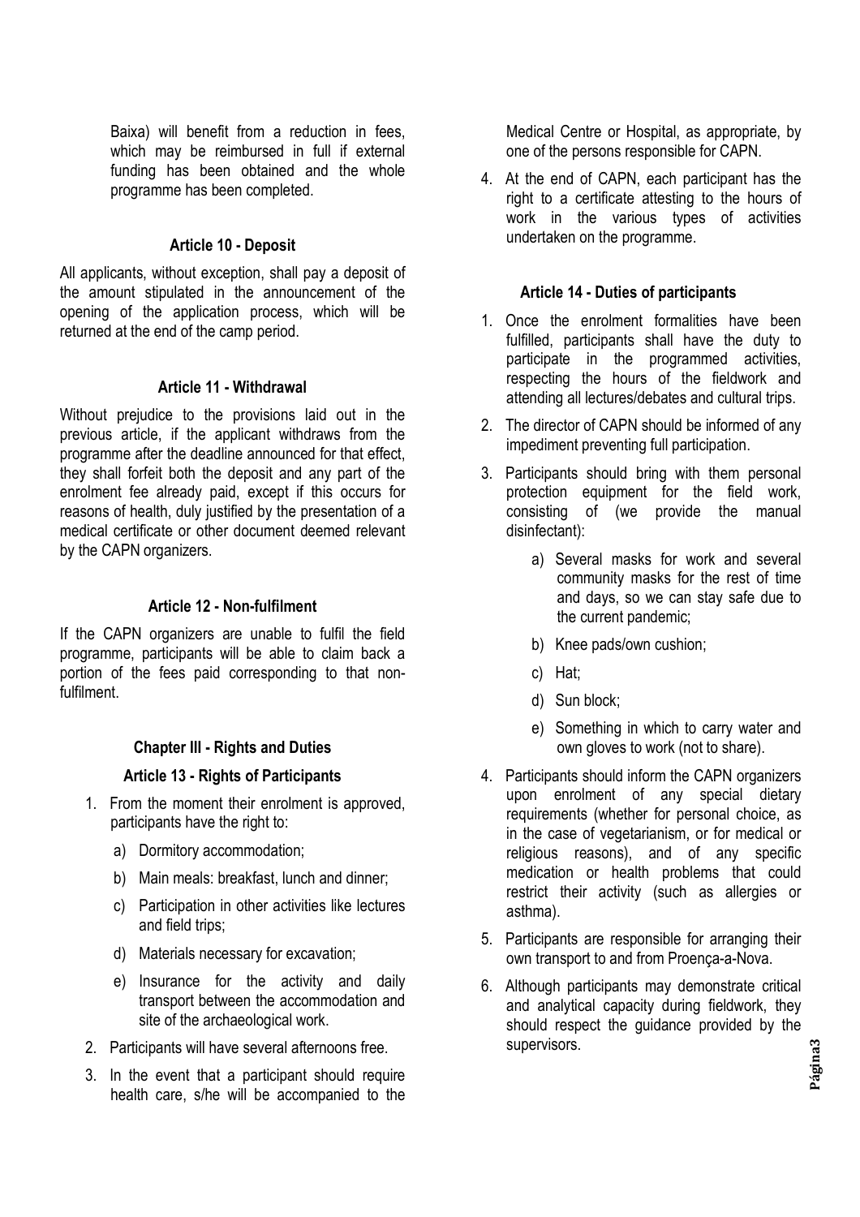Baixa) will benefit from a reduction in fees, which may be reimbursed in full if external funding has been obtained and the whole programme has been completed.

### Article 10 - Deposit

All applicants, without exception, shall pay a deposit of the amount stipulated in the announcement of the opening of the application process, which will be returned at the end of the camp period.

### Article 11 - Withdrawal

Without prejudice to the provisions laid out in the previous article, if the applicant withdraws from the programme after the deadline announced for that effect, they shall forfeit both the deposit and any part of the enrolment fee already paid, except if this occurs for reasons of health, duly justified by the presentation of a medical certificate or other document deemed relevant by the CAPN organizers.

### Article 12 - Non-fulfilment

If the CAPN organizers are unable to fulfil the field programme, participants will be able to claim back a portion of the fees paid corresponding to that non-fulfilment.

## Chapter III - Rights and Duties

### Article 13 - Rights of Participants

1. From the moment their enrolment is approved, participants have the right to:
   a) Dormitory accommodation;
   b) Main meals: breakfast, lunch and dinner;
   c) Participation in other activities like lectures and field trips;
   d) Materials necessary for excavation;
   e) Insurance for the activity and daily transport between the accommodation and site of the archaeological work.
2. Participants will have several afternoons free.
3. In the event that a participant should require health care, s/he will be accompanied to the Medical Centre or Hospital, as appropriate, by one of the persons responsible for CAPN.
4. At the end of CAPN, each participant has the right to a certificate attesting to the hours of work in the various types of activities undertaken on the programme.

### Article 14 - Duties of participants

1. Once the enrolment formalities have been fulfilled, participants shall have the duty to participate in the programmed activities, respecting the hours of the fieldwork and attending all lectures/debates and cultural trips.
2. The director of CAPN should be informed of any impediment preventing full participation.
3. Participants should bring with them personal protection equipment for the field work, consisting of (we provide the manual disinfectant):
   a) Several masks for work and several community masks for the rest of time and days, so we can stay safe due to the current pandemic;
   b) Knee pads/own cushion;
   c) Hat;
   d) Sun block;
   e) Something in which to carry water and own gloves to work (not to share).
4. Participants should inform the CAPN organizers upon enrolment of any special dietary requirements (whether for personal choice, as in the case of vegetarianism, or for medical or religious reasons), and of any specific medication or health problems that could restrict their activity (such as allergies or asthma).
5. Participants are responsible for arranging their own transport to and from Proença-a-Nova.
6. Although participants may demonstrate critical and analytical capacity during fieldwork, they should respect the guidance provided by the supervisors.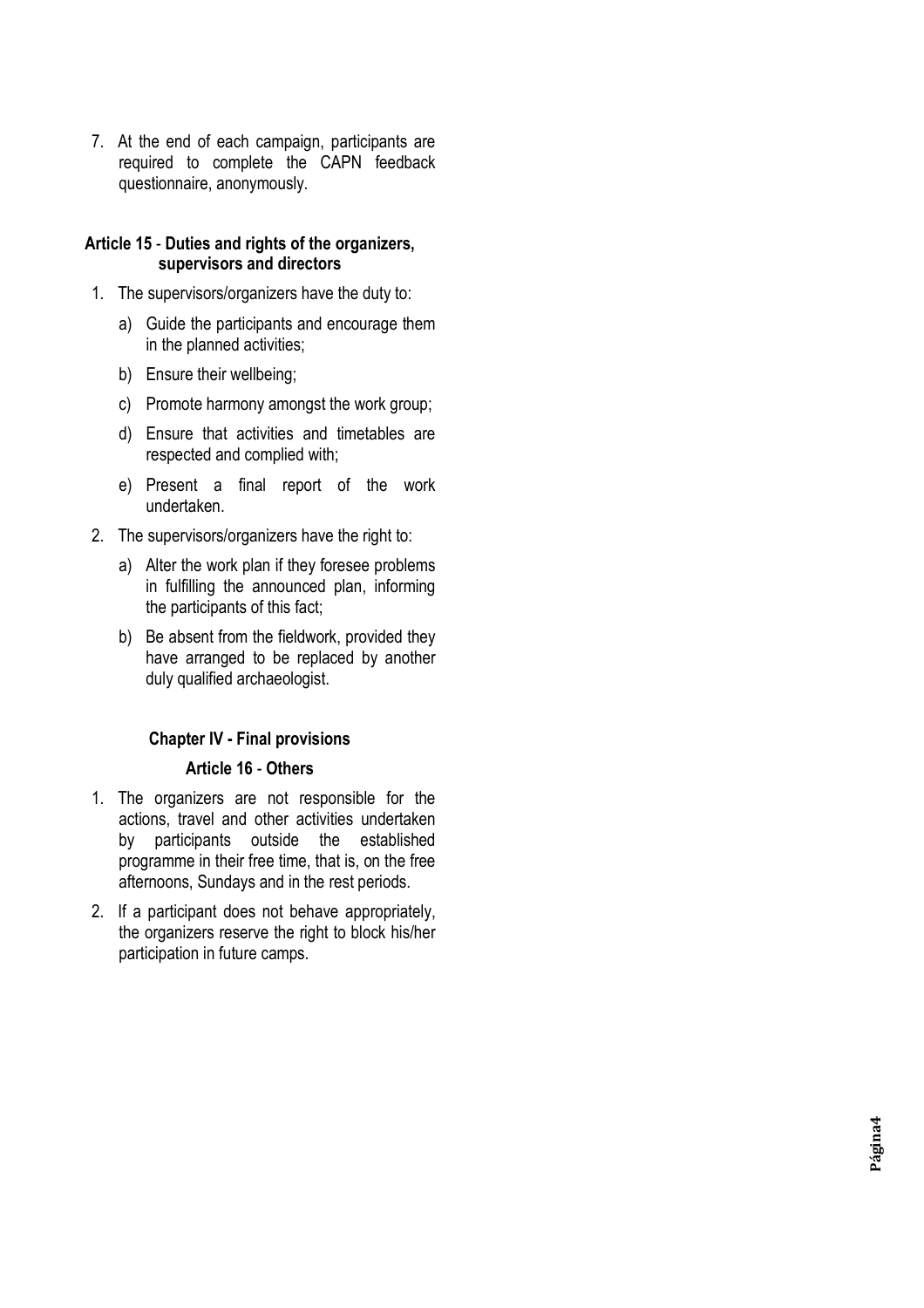7. At the end of each campaign, participants are required to complete the CAPN feedback questionnaire, anonymously.

### Article 15 - Duties and rights of the organizers, supervisors and directors

1. The supervisors/organizers have the duty to:
    a) Guide the participants and encourage them in the planned activities;
    b) Ensure their wellbeing;
    c) Promote harmony amongst the work group;
    d) Ensure that activities and timetables are respected and complied with;
    e) Present a final report of the work undertaken.
2. The supervisors/organizers have the right to:
    a) Alter the work plan if they foresee problems in fulfilling the announced plan, informing the participants of this fact;
    b) Be absent from the fieldwork, provided they have arranged to be replaced by another duly qualified archaeologist.

## Chapter IV - Final provisions

### Article 16 - Others

1. The organizers are not responsible for the actions, travel and other activities undertaken by participants outside the established programme in their free time, that is, on the free afternoons, Sundays and in the rest periods.
2. If a participant does not behave appropriately, the organizers reserve the right to block his/her participation in future camps.